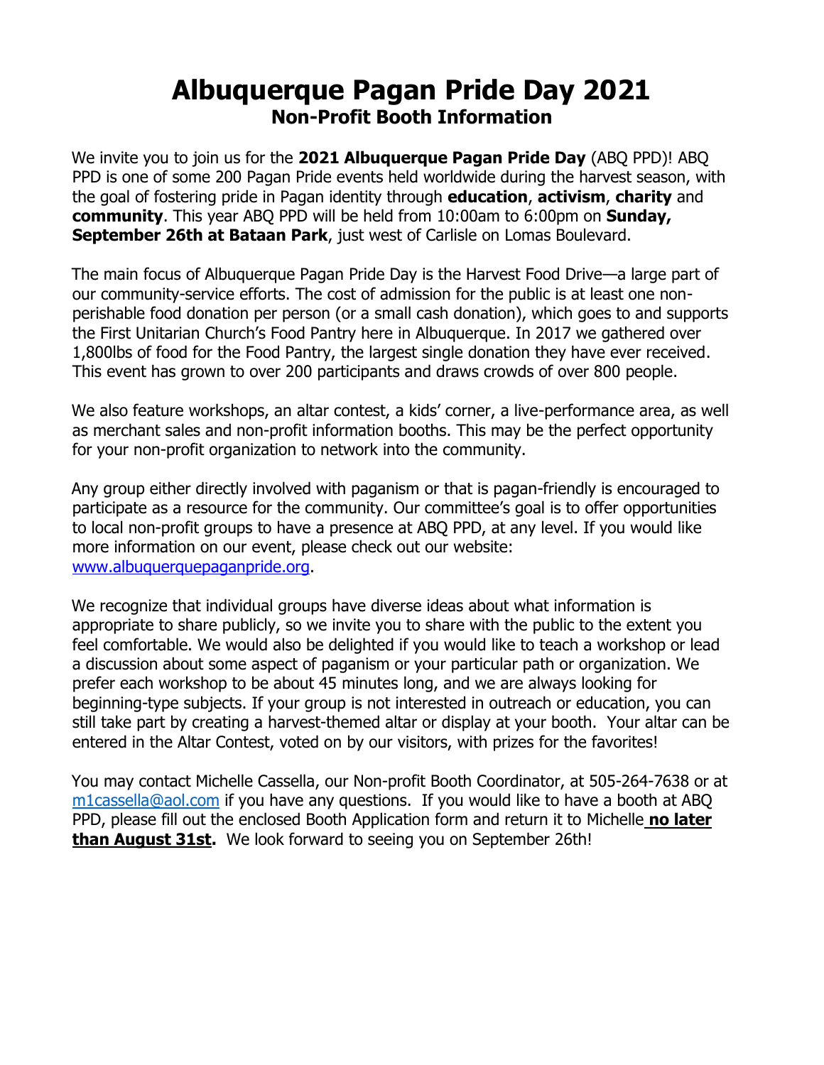# Albuquerque Pagan Pride Day 2021

## Non-Profit Booth Information

We invite you to join us for the **2021 Albuquerque Pagan Pride Day** (ABQ PPD)! ABQ PPD is one of some 200 Pagan Pride events held worldwide during the harvest season, with the goal of fostering pride in Pagan identity through **education**, **activism**, **charity** and **community**. This year ABQ PPD will be held from 10:00am to 6:00pm on **Sunday, September 26th at Bataan Park**, just west of Carlisle on Lomas Boulevard.

The main focus of Albuquerque Pagan Pride Day is the Harvest Food Drive—a large part of our community-service efforts. The cost of admission for the public is at least one non-perishable food donation per person (or a small cash donation), which goes to and supports the First Unitarian Church's Food Pantry here in Albuquerque. In 2017 we gathered over 1,800lbs of food for the Food Pantry, the largest single donation they have ever received. This event has grown to over 200 participants and draws crowds of over 800 people.

We also feature workshops, an altar contest, a kids' corner, a live-performance area, as well as merchant sales and non-profit information booths. This may be the perfect opportunity for your non-profit organization to network into the community.

Any group either directly involved with paganism or that is pagan-friendly is encouraged to participate as a resource for the community. Our committee's goal is to offer opportunities to local non-profit groups to have a presence at ABQ PPD, at any level. If you would like more information on our event, please check out our website: [www.albuquerquepaganpride.org](http://www.albuquerquepaganpride.org).

We recognize that individual groups have diverse ideas about what information is appropriate to share publicly, so we invite you to share with the public to the extent you feel comfortable. We would also be delighted if you would like to teach a workshop or lead a discussion about some aspect of paganism or your particular path or organization. We prefer each workshop to be about 45 minutes long, and we are always looking for beginning-type subjects. If your group is not interested in outreach or education, you can still take part by creating a harvest-themed altar or display at your booth. Your altar can be entered in the Altar Contest, voted on by our visitors, with prizes for the favorites!

You may contact Michelle Cassella, our Non-profit Booth Coordinator, at 505-264-7638 or at [m1cassella@aol.com](mailto:m1cassella@aol.com) if you have any questions. If you would like to have a booth at ABQ PPD, please fill out the enclosed Booth Application form and return it to Michelle **no later than August 31st.** We look forward to seeing you on September 26th!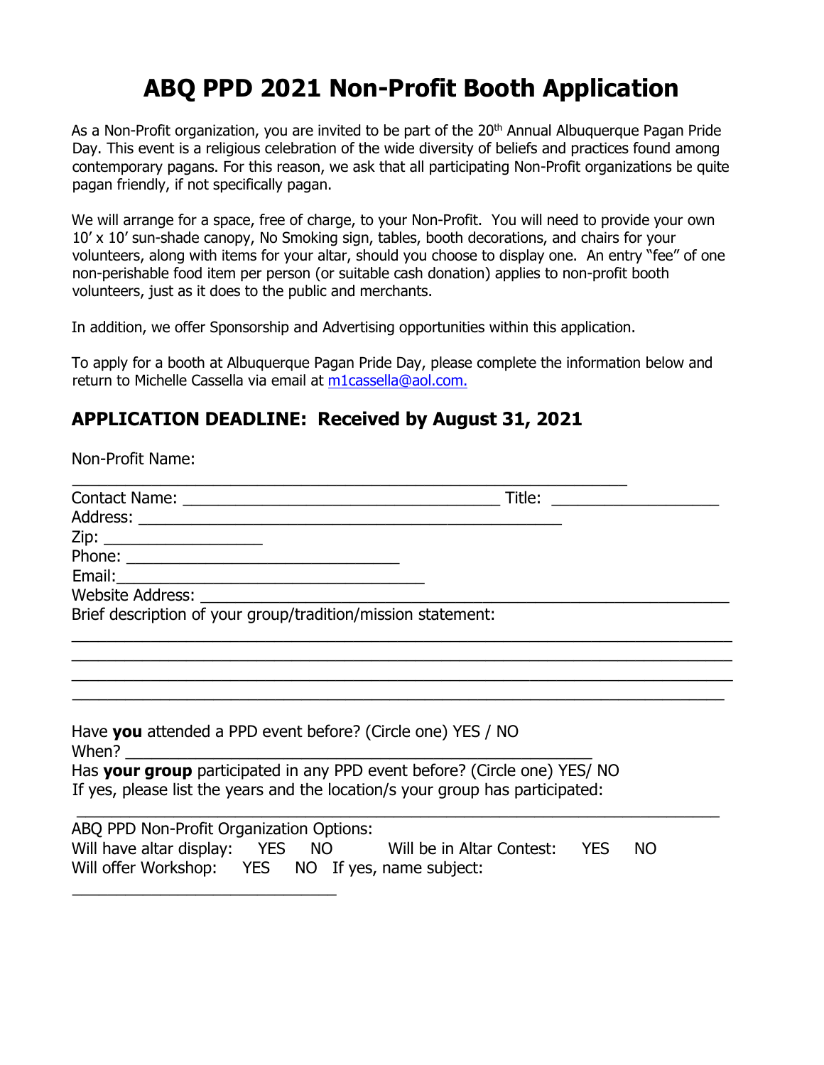# ABQ PPD 2021 Non-Profit Booth Application

As a Non-Profit organization, you are invited to be part of the 20th Annual Albuquerque Pagan Pride Day. This event is a religious celebration of the wide diversity of beliefs and practices found among contemporary pagans. For this reason, we ask that all participating Non-Profit organizations be quite pagan friendly, if not specifically pagan.

We will arrange for a space, free of charge, to your Non-Profit. You will need to provide your own 10' x 10' sun-shade canopy, No Smoking sign, tables, booth decorations, and chairs for your volunteers, along with items for your altar, should you choose to display one. An entry "fee" of one non-perishable food item per person (or suitable cash donation) applies to non-profit booth volunteers, just as it does to the public and merchants.

In addition, we offer Sponsorship and Advertising opportunities within this application.

To apply for a booth at Albuquerque Pagan Pride Day, please complete the information below and return to Michelle Cassella via email at m1cassella@aol.com.

## APPLICATION DEADLINE: Received by August 31, 2021

Non-Profit Name:

______________________________________________________________

Contact Name: ___________________________________ Title: __________________

Address: _______________________________________________

Zip: _________________

Phone: ______________________________

Email:_______________________________

Website Address: ____________________________________________________________

Brief description of your group/tradition/mission statement:

___________________________________________________________________________

___________________________________________________________________________

___________________________________________________________________________

___________________________________________________________________________

Have **you** attended a PPD event before? (Circle one) YES / NO

When? ____________________________________________________

Has **your group** participated in any PPD event before? (Circle one) YES/ NO

If yes, please list the years and the location/s your group has participated:

__________________________________________________________________________

ABQ PPD Non-Profit Organization Options:

Will have altar display: YES NO Will be in Altar Contest: YES NO

Will offer Workshop: YES NO If yes, name subject:

______________________________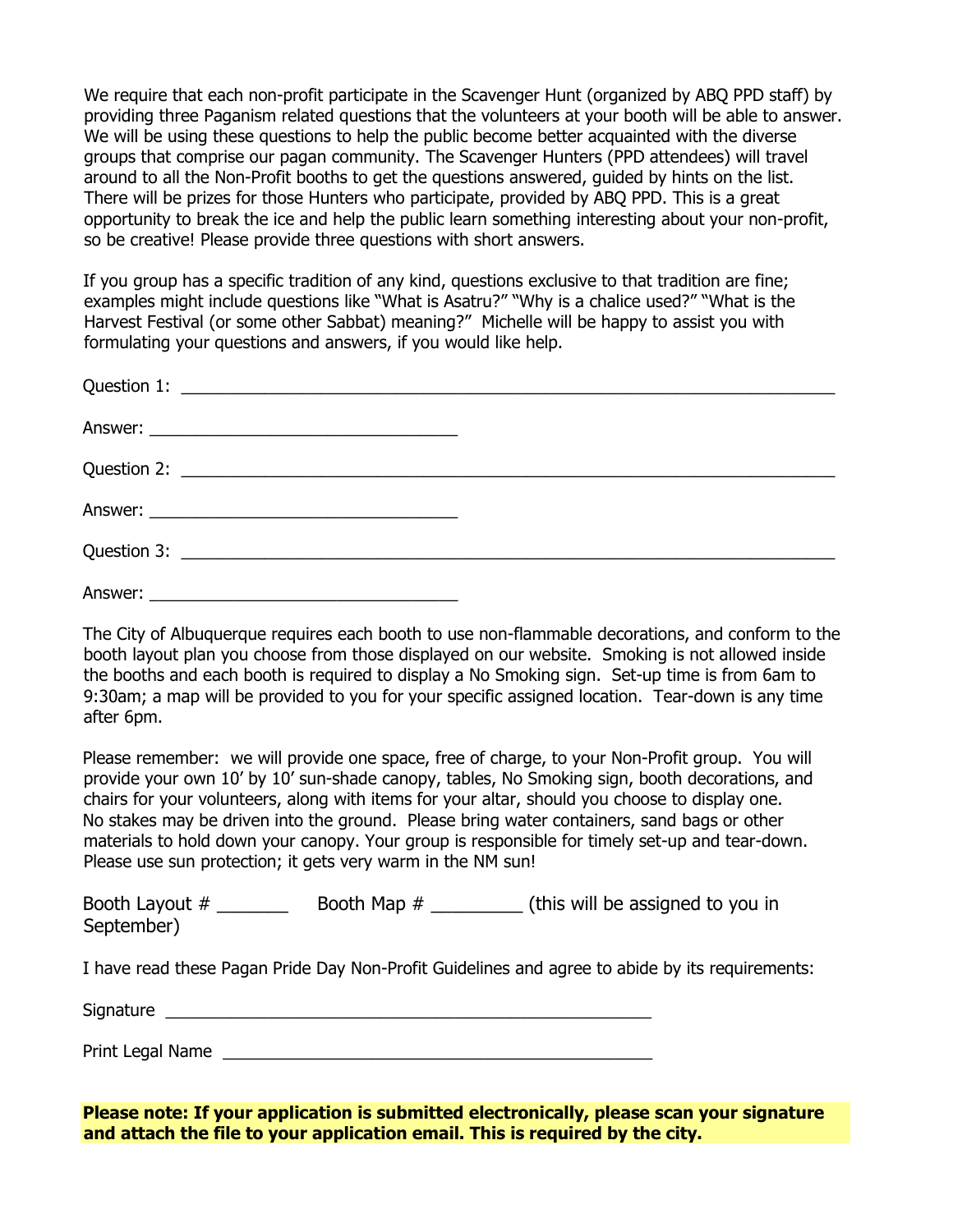We require that each non-profit participate in the Scavenger Hunt (organized by ABQ PPD staff) by providing three Paganism related questions that the volunteers at your booth will be able to answer. We will be using these questions to help the public become better acquainted with the diverse groups that comprise our pagan community. The Scavenger Hunters (PPD attendees) will travel around to all the Non-Profit booths to get the questions answered, guided by hints on the list. There will be prizes for those Hunters who participate, provided by ABQ PPD. This is a great opportunity to break the ice and help the public learn something interesting about your non-profit, so be creative! Please provide three questions with short answers.

If you group has a specific tradition of any kind, questions exclusive to that tradition are fine; examples might include questions like "What is Asatru?" "Why is a chalice used?" "What is the Harvest Festival (or some other Sabbat) meaning?" Michelle will be happy to assist you with formulating your questions and answers, if you would like help.

Question 1: ______________________________________________________________

Answer: ______________________________

Question 2: ______________________________________________________________

Answer: ______________________________

Question 3: ______________________________________________________________

Answer: ______________________________

The City of Albuquerque requires each booth to use non-flammable decorations, and conform to the booth layout plan you choose from those displayed on our website. Smoking is not allowed inside the booths and each booth is required to display a No Smoking sign. Set-up time is from 6am to 9:30am; a map will be provided to you for your specific assigned location. Tear-down is any time after 6pm.

Please remember: we will provide one space, free of charge, to your Non-Profit group. You will provide your own 10' by 10' sun-shade canopy, tables, No Smoking sign, booth decorations, and chairs for your volunteers, along with items for your altar, should you choose to display one. No stakes may be driven into the ground. Please bring water containers, sand bags or other materials to hold down your canopy. Your group is responsible for timely set-up and tear-down. Please use sun protection; it gets very warm in the NM sun!

Booth Layout # _______ Booth Map # _________ (this will be assigned to you in September)

I have read these Pagan Pride Day Non-Profit Guidelines and agree to abide by its requirements:

Signature ______________________________________________

Print Legal Name ________________________________________

**Please note: If your application is submitted electronically, please scan your signature and attach the file to your application email. This is required by the city.**